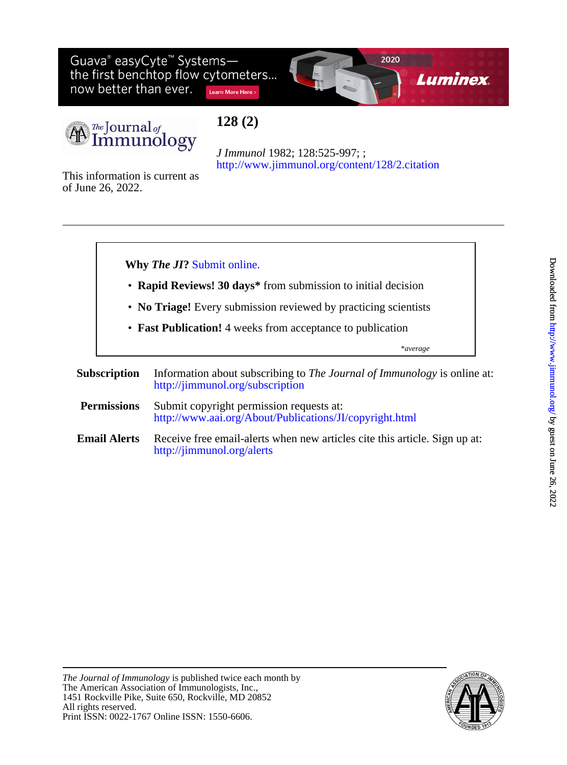# 128 (2)

*J Immunol* 1982; 128:525-997; ;
http://www.jimmunol.org/content/128/2.citation

This information is current as of June 26, 2022.

---

**Why *The JI*?** Submit online.

- **Rapid Reviews! 30 days*** from submission to initial decision
- **No Triage!** Every submission reviewed by practicing scientists
- **Fast Publication!** 4 weeks from acceptance to publication

*\*average*

**Subscription** Information about subscribing to *The Journal of Immunology* is online at: http://jimmunol.org/subscription

**Permissions** Submit copyright permission requests at: http://www.aai.org/About/Publications/JI/copyright.html

**Email Alerts** Receive free email-alerts when new articles cite this article. Sign up at: http://jimmunol.org/alerts

---

*The Journal of Immunology* is published twice each month by
The American Association of Immunologists, Inc.,
1451 Rockville Pike, Suite 650, Rockville, MD 20852
All rights reserved.
Print ISSN: 0022-1767 Online ISSN: 1550-6606.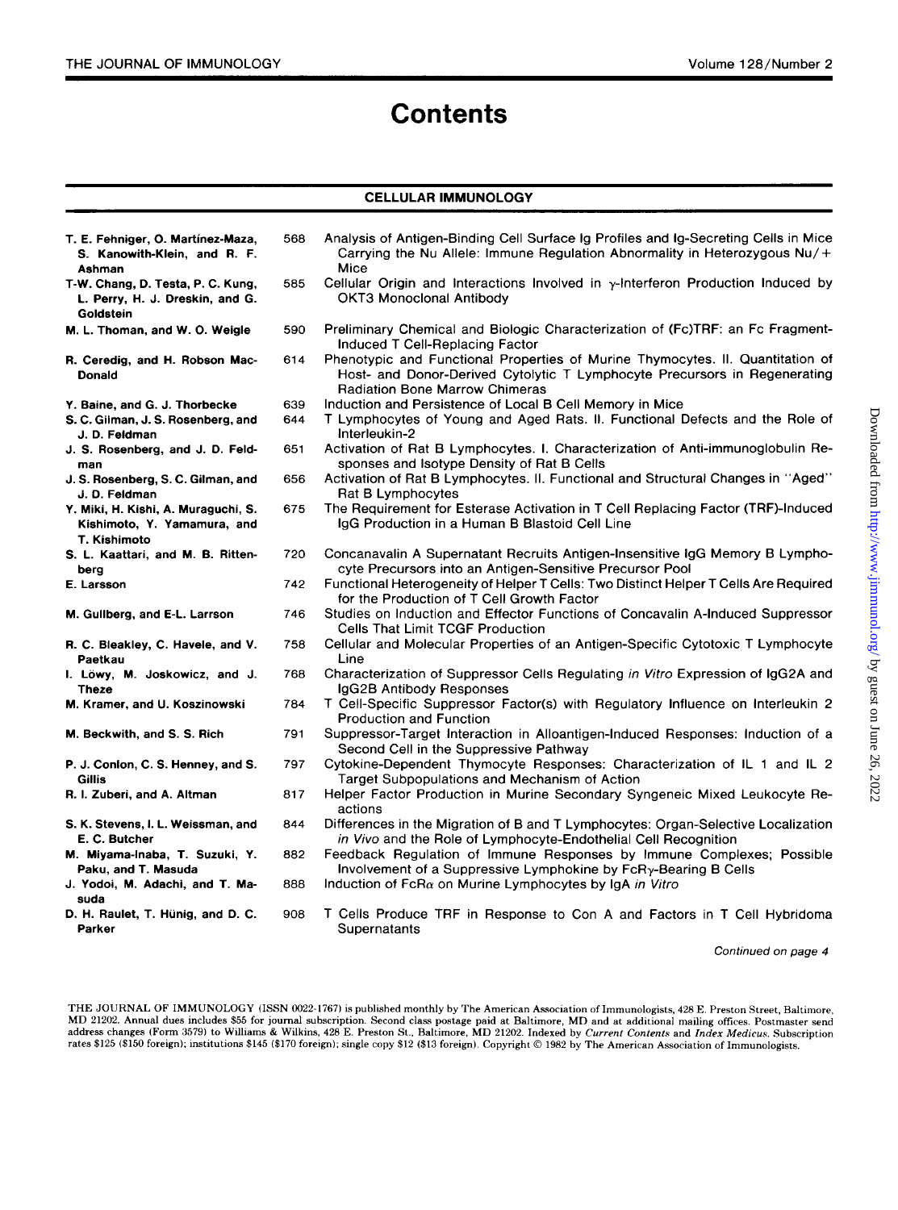# Contents

## CELLULAR IMMUNOLOGY

| Authors | Page | Title |
|---|---|---|
| **T. E. Fehniger, O. Martínez-Maza, S. Kanowith-Klein, and R. F. Ashman** | 568 | Analysis of Antigen-Binding Cell Surface Ig Profiles and Ig-Secreting Cells in Mice Carrying the Nu Allele: Immune Regulation Abnormality in Heterozygous Nu/+ Mice |
| **T-W. Chang, D. Testa, P. C. Kung, L. Perry, H. J. Dreskin, and G. Goldstein** | 585 | Cellular Origin and Interactions Involved in γ-Interferon Production Induced by OKT3 Monoclonal Antibody |
| **M. L. Thoman, and W. O. Weigle** | 590 | Preliminary Chemical and Biologic Characterization of (Fc)TRF: an Fc Fragment-Induced T Cell-Replacing Factor |
| **R. Ceredig, and H. Robson MacDonald** | 614 | Phenotypic and Functional Properties of Murine Thymocytes. II. Quantitation of Host- and Donor-Derived Cytolytic T Lymphocyte Precursors in Regenerating Radiation Bone Marrow Chimeras |
| **Y. Baine, and G. J. Thorbecke** | 639 | Induction and Persistence of Local B Cell Memory in Mice |
| **S. C. Gilman, J. S. Rosenberg, and J. D. Feldman** | 644 | T Lymphocytes of Young and Aged Rats. II. Functional Defects and the Role of Interleukin-2 |
| **J. S. Rosenberg, and J. D. Feldman** | 651 | Activation of Rat B Lymphocytes. I. Characterization of Anti-immunoglobulin Responses and Isotype Density of Rat B Cells |
| **J. S. Rosenberg, S. C. Gilman, and J. D. Feldman** | 656 | Activation of Rat B Lymphocytes. II. Functional and Structural Changes in "Aged" Rat B Lymphocytes |
| **Y. Miki, H. Kishi, A. Muraguchi, S. Kishimoto, Y. Yamamura, and T. Kishimoto** | 675 | The Requirement for Esterase Activation in T Cell Replacing Factor (TRF)-Induced IgG Production in a Human B Blastoid Cell Line |
| **S. L. Kaattari, and M. B. Rittenberg** | 720 | Concanavalin A Supernatant Recruits Antigen-Insensitive IgG Memory B Lymphocyte Precursors into an Antigen-Sensitive Precursor Pool |
| **E. Larsson** | 742 | Functional Heterogeneity of Helper T Cells: Two Distinct Helper T Cells Are Required for the Production of T Cell Growth Factor |
| **M. Gullberg, and E-L. Larrson** | 746 | Studies on Induction and Effector Functions of Concavalin A-Induced Suppressor Cells That Limit TCGF Production |
| **R. C. Bleakley, C. Havele, and V. Paetkau** | 758 | Cellular and Molecular Properties of an Antigen-Specific Cytotoxic T Lymphocyte Line |
| **I. Löwy, M. Joskowicz, and J. Theze** | 768 | Characterization of Suppressor Cells Regulating *in Vitro* Expression of IgG2A and IgG2B Antibody Responses |
| **M. Kramer, and U. Koszinowski** | 784 | T Cell-Specific Suppressor Factor(s) with Regulatory Influence on Interleukin 2 Production and Function |
| **M. Beckwith, and S. S. Rich** | 791 | Suppressor-Target Interaction in Alloantigen-Induced Responses: Induction of a Second Cell in the Suppressive Pathway |
| **P. J. Conlon, C. S. Henney, and S. Gillis** | 797 | Cytokine-Dependent Thymocyte Responses: Characterization of IL 1 and IL 2 Target Subpopulations and Mechanism of Action |
| **R. I. Zuberi, and A. Altman** | 817 | Helper Factor Production in Murine Secondary Syngeneic Mixed Leukocyte Reactions |
| **S. K. Stevens, I. L. Weissman, and E. C. Butcher** | 844 | Differences in the Migration of B and T Lymphocytes: Organ-Selective Localization *in Vivo* and the Role of Lymphocyte-Endothelial Cell Recognition |
| **M. Miyama-Inaba, T. Suzuki, Y. Paku, and T. Masuda** | 882 | Feedback Regulation of Immune Responses by Immune Complexes; Possible Involvement of a Suppressive Lymphokine by FcRγ-Bearing B Cells |
| **J. Yodoi, M. Adachi, and T. Masuda** | 888 | Induction of FcRα on Murine Lymphocytes by IgA *in Vitro* |
| **D. H. Raulet, T. Hünig, and D. C. Parker** | 908 | T Cells Produce TRF in Response to Con A and Factors in T Cell Hybridoma Supernatants |

*Continued on page 4*

THE JOURNAL OF IMMUNOLOGY (ISSN 0022-1767) is published monthly by The American Association of Immunologists, 428 E. Preston Street, Baltimore, MD 21202. Annual dues includes $55 for journal subscription. Second class postage paid at Baltimore, MD and at additional mailing offices. Postmaster send address changes (Form 3579) to Williams & Wilkins, 428 E. Preston St., Baltimore, MD 21202. Indexed by *Current Contents* and *Index Medicus*. Subscription rates $125 ($150 foreign); institutions $145 ($170 foreign); single copy $12 ($13 foreign). Copyright © 1982 by The American Association of Immunologists.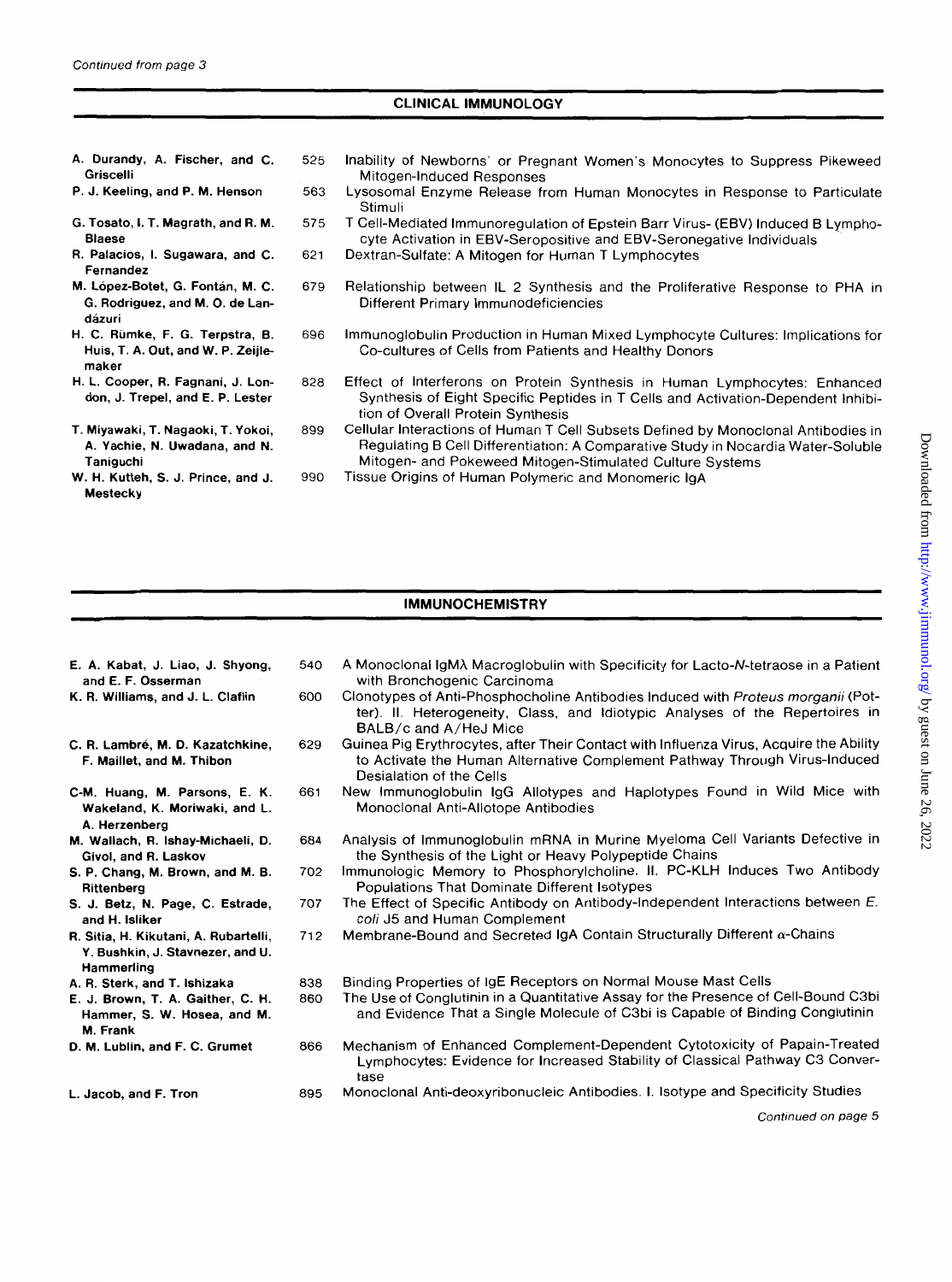*Continued from page 3*

## CLINICAL IMMUNOLOGY

| | | |
|---|---|---|
| **A. Durandy, A. Fischer, and C. Griscelli** | 525 | Inability of Newborns' or Pregnant Women's Monocytes to Suppress Pikeweed Mitogen-Induced Responses |
| **P. J. Keeling, and P. M. Henson** | 563 | Lysosomal Enzyme Release from Human Monocytes in Response to Particulate Stimuli |
| **G. Tosato, I. T. Magrath, and R. M. Blaese** | 575 | T Cell-Mediated Immunoregulation of Epstein Barr Virus- (EBV) Induced B Lymphocyte Activation in EBV-Seropositive and EBV-Seronegative Individuals |
| **R. Palacios, I. Sugawara, and C. Fernandez** | 621 | Dextran-Sulfate: A Mitogen for Human T Lymphocytes |
| **M. López-Botet, G. Fontán, M. C. G. Rodriguez, and M. O. de Landázuri** | 679 | Relationship between IL 2 Synthesis and the Proliferative Response to PHA in Different Primary Immunodeficiencies |
| **H. C. Rümke, F. G. Terpstra, B. Huis, T. A. Out, and W. P. Zeijlemaker** | 696 | Immunoglobulin Production in Human Mixed Lymphocyte Cultures: Implications for Co-cultures of Cells from Patients and Healthy Donors |
| **H. L. Cooper, R. Fagnani, J. London, J. Trepel, and E. P. Lester** | 828 | Effect of Interferons on Protein Synthesis in Human Lymphocytes: Enhanced Synthesis of Eight Specific Peptides in T Cells and Activation-Dependent Inhibition of Overall Protein Synthesis |
| **T. Miyawaki, T. Nagaoki, T. Yokoi, A. Yachie, N. Uwadana, and N. Taniguchi** | 899 | Cellular Interactions of Human T Cell Subsets Defined by Monoclonal Antibodies in Regulating B Cell Differentiation: A Comparative Study in Nocardia Water-Soluble Mitogen- and Pokeweed Mitogen-Stimulated Culture Systems |
| **W. H. Kutteh, S. J. Prince, and J. Mestecky** | 990 | Tissue Origins of Human Polymeric and Monomeric IgA |

## IMMUNOCHEMISTRY

| | | |
|---|---|---|
| **E. A. Kabat, J. Liao, J. Shyong, and E. F. Osserman** | 540 | A Monoclonal IgMλ Macroglobulin with Specificity for Lacto-*N*-tetraose in a Patient with Bronchogenic Carcinoma |
| **K. R. Williams, and J. L. Claflin** | 600 | Clonotypes of Anti-Phosphocholine Antibodies Induced with *Proteus morganii* (Potter). II. Heterogeneity, Class, and Idiotypic Analyses of the Repertoires in BALB/c and A/HeJ Mice |
| **C. R. Lambré, M. D. Kazatchkine, F. Maillet, and M. Thibon** | 629 | Guinea Pig Erythrocytes, after Their Contact with Influenza Virus, Acquire the Ability to Activate the Human Alternative Complement Pathway Through Virus-Induced Desialation of the Cells |
| **C-M. Huang, M. Parsons, E. K. Wakeland, K. Moriwaki, and L. A. Herzenberg** | 661 | New Immunoglobulin IgG Allotypes and Haplotypes Found in Wild Mice with Monoclonal Anti-Allotope Antibodies |
| **M. Wallach, R. Ishay-Michaeli, D. Givol, and R. Laskov** | 684 | Analysis of Immunoglobulin mRNA in Murine Myeloma Cell Variants Defective in the Synthesis of the Light or Heavy Polypeptide Chains |
| **S. P. Chang, M. Brown, and M. B. Rittenberg** | 702 | Immunologic Memory to Phosphorylcholine. II. PC-KLH Induces Two Antibody Populations That Dominate Different Isotypes |
| **S. J. Betz, N. Page, C. Estrade, and H. Isliker** | 707 | The Effect of Specific Antibody on Antibody-Independent Interactions between *E. coli* J5 and Human Complement |
| **R. Sitia, H. Kikutani, A. Rubartelli, Y. Bushkin, J. Stavnezer, and U. Hammerling** | 712 | Membrane-Bound and Secreted IgA Contain Structurally Different α-Chains |
| **A. R. Sterk, and T. Ishizaka** | 838 | Binding Properties of IgE Receptors on Normal Mouse Mast Cells |
| **E. J. Brown, T. A. Gaither, C. H. Hammer, S. W. Hosea, and M. M. Frank** | 860 | The Use of Conglutinin in a Quantitative Assay for the Presence of Cell-Bound C3bi and Evidence That a Single Molecule of C3bi is Capable of Binding Conglutinin |
| **D. M. Lublin, and F. C. Grumet** | 866 | Mechanism of Enhanced Complement-Dependent Cytotoxicity of Papain-Treated Lymphocytes: Evidence for Increased Stability of Classical Pathway C3 Convertase |
| **L. Jacob, and F. Tron** | 895 | Monoclonal Anti-deoxyribonucleic Antibodies. I. Isotype and Specificity Studies |

*Continued on page 5*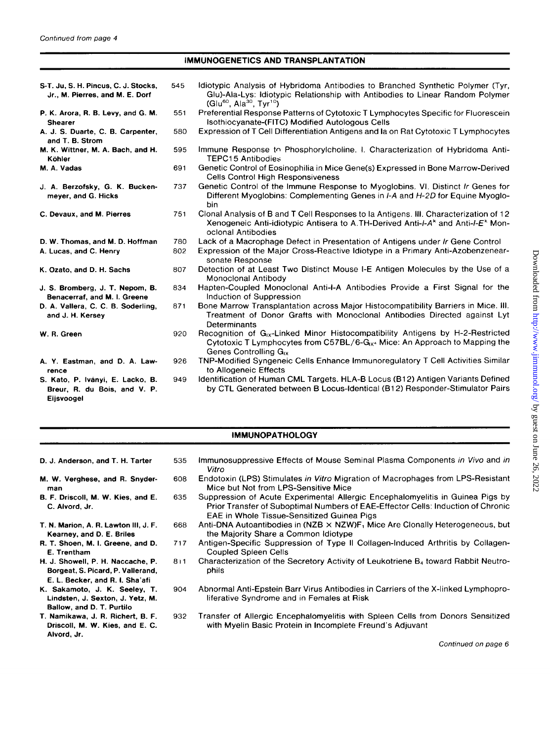Continued from page 4

## IMMUNOGENETICS AND TRANSPLANTATION

| Authors | Page | Title |
|---|---|---|
| **S-T. Ju, S. H. Pincus, C. J. Stocks, Jr., M. Pierres, and M. E. Dorf** | 545 | Idiotypic Analysis of Hybridoma Antibodies to Branched Synthetic Polymer (Tyr, Glu)-Ala-Lys: Idiotypic Relationship with Antibodies to Linear Random Polymer ($Glu^{60}$, $Ala^{30}$, $Tyr^{10}$) |
| **P. K. Arora, R. B. Levy, and G. M. Shearer** | 551 | Preferential Response Patterns of Cytotoxic T Lymphocytes Specific for Fluorescein Isothiocyanate-(FITC) Modified Autologous Cells |
| **A. J. S. Duarte, C. B. Carpenter, and T. B. Strom** | 580 | Expression of T Cell Differentiation Antigens and Ia on Rat Cytotoxic T Lymphocytes |
| **M. K. Wittner, M. A. Bach, and H. Köhler** | 595 | Immune Response to Phosphorylcholine. I. Characterization of Hybridoma Anti-TEPC15 Antibodies |
| **M. A. Vadas** | 691 | Genetic Control of Eosinophilia in Mice Gene(s) Expressed in Bone Marrow-Derived Cells Control High Responsiveness |
| **J. A. Berzofsky, G. K. Buckenmeyer, and G. Hicks** | 737 | Genetic Control of the Immune Response to Myoglobins. VI. Distinct *Ir* Genes for Different Myoglobins: Complementing Genes in *I-A* and *H-2D* for Equine Myoglobin |
| **C. Devaux, and M. Pierres** | 751 | Clonal Analysis of B and T Cell Responses to Ia Antigens. III. Characterization of 12 Xenogeneic Anti-idiotypic Antisera to A.TH-Derived Anti-*I-A*$^k$ and Anti-*I-E*$^k$ Monoclonal Antibodies |
| **D. W. Thomas, and M. D. Hoffman** | 780 | Lack of a Macrophage Defect in Presentation of Antigens under *Ir* Gene Control |
| **A. Lucas, and C. Henry** | 802 | Expression of the Major Cross-Reactive Idiotype in a Primary Anti-Azobenzenearsonate Response |
| **K. Ozato, and D. H. Sachs** | 807 | Detection of at Least Two Distinct Mouse I-E Antigen Molecules by the Use of a Monoclonal Antibody |
| **J. S. Bromberg, J. T. Nepom, B. Benacerraf, and M. I. Greene** | 834 | Hapten-Coupled Monoclonal Anti-I-A Antibodies Provide a First Signal for the Induction of Suppression |
| **D. A. Vallera, C. C. B. Soderling, and J. H. Kersey** | 871 | Bone Marrow Transplantation across Major Histocompatibility Barriers in Mice. III. Treatment of Donor Grafts with Monoclonal Antibodies Directed against Lyt Determinants |
| **W. R. Green** | 920 | Recognition of $G_{IX}$-Linked Minor Histocompatibility Antigens by H-2-Restricted Cytotoxic T Lymphocytes from C57BL/6-$G_{IX}$$^{+}$ Mice: An Approach to Mapping the Genes Controlling $G_{IX}$ |
| **A. Y. Eastman, and D. A. Lawrence** | 926 | TNP-Modified Syngeneic Cells Enhance Immunoregulatory T Cell Activities Similar to Allogeneic Effects |
| **S. Kato, P. Iványi, E. Lacko, B. Breur, R. du Bois, and V. P. Eijsvoogel** | 949 | Identification of Human CML Targets. HLA-B Locus (B12) Antigen Variants Defined by CTL Generated between B Locus-Identical (B12) Responder-Stimulator Pairs |

## IMMUNOPATHOLOGY

| Authors | Page | Title |
|---|---|---|
| **D. J. Anderson, and T. H. Tarter** | 535 | Immunosuppressive Effects of Mouse Seminal Plasma Components *in Vivo* and *in Vitro* |
| **M. W. Verghese, and R. Snyderman** | 608 | Endotoxin (LPS) Stimulates *in Vitro* Migration of Macrophages from LPS-Resistant Mice but Not from LPS-Sensitive Mice |
| **B. F. Driscoll, M. W. Kies, and E. C. Alvord, Jr.** | 635 | Suppression of Acute Experimental Allergic Encephalomyelitis in Guinea Pigs by Prior Transfer of Suboptimal Numbers of EAE-Effector Cells: Induction of Chronic EAE in Whole Tissue-Sensitized Guinea Pigs |
| **T. N. Marion, A. R. Lawton III, J. F. Kearney, and D. E. Briles** | 668 | Anti-DNA Autoantibodies in (NZB × NZW)$F_1$ Mice Are Clonally Heterogeneous, but the Majority Share a Common Idiotype |
| **R. T. Shoen, M. I. Greene, and D. E. Trentham** | 717 | Antigen-Specific Suppression of Type II Collagen-Induced Arthritis by Collagen-Coupled Spleen Cells |
| **H. J. Showell, P. H. Naccache, P. Borgeat, S. Picard, P. Vallerand, E. L. Becker, and R. I. Sha'afi** | 811 | Characterization of the Secretory Activity of Leukotriene $B_4$ toward Rabbit Neutrophils |
| **K. Sakamoto, J. K. Seeley, T. Lindsten, J. Sexton, J. Yetz, M. Ballow, and D. T. Purtilo** | 904 | Abnormal Anti-Epstein Barr Virus Antibodies in Carriers of the X-linked Lymphoproliferative Syndrome and in Females at Risk |
| **T. Namikawa, J. R. Richert, B. F. Driscoll, M. W. Kies, and E. C. Alvord, Jr.** | 932 | Transfer of Allergic Encephalomyelitis with Spleen Cells from Donors Sensitized with Myelin Basic Protein in Incomplete Freund's Adjuvant |

Continued on page 6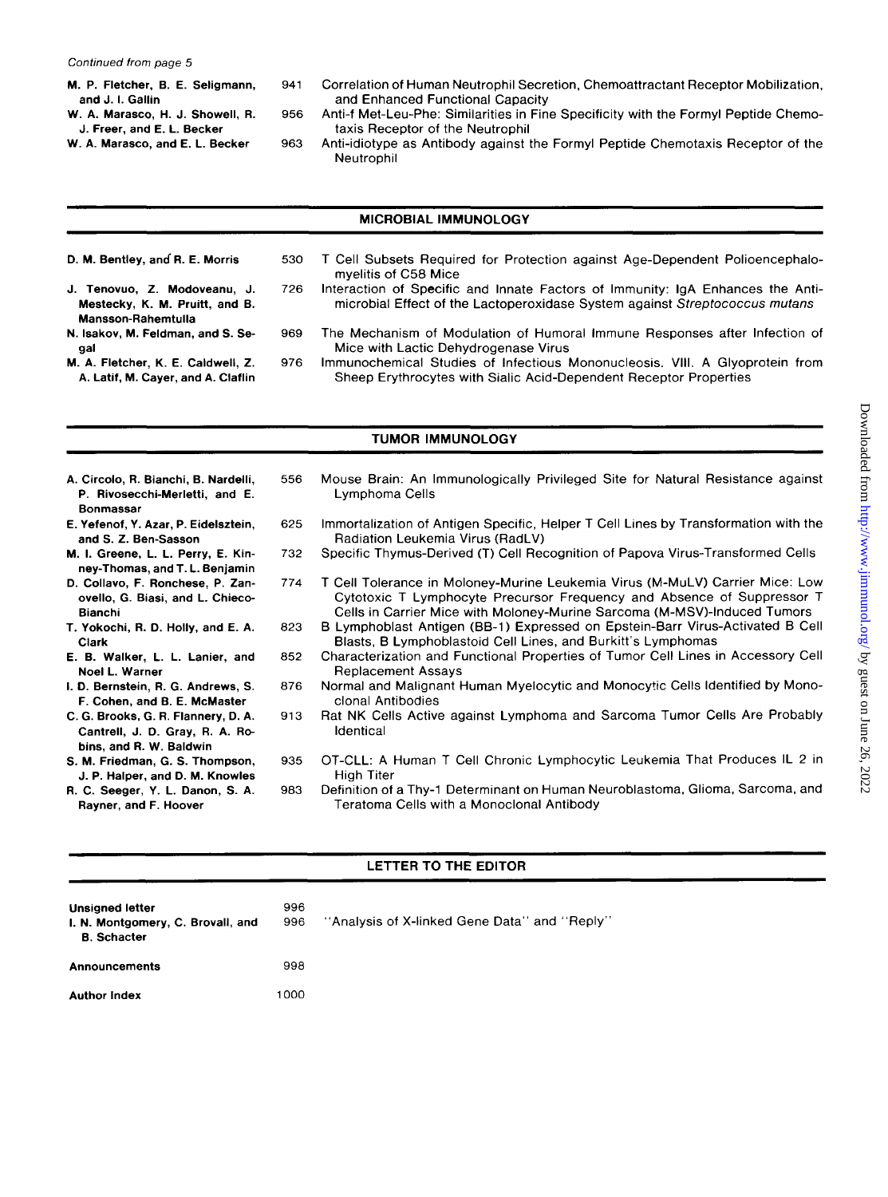*Continued from page 5*

| | | |
|---|---|---|
| M. P. Fletcher, B. E. Seligmann, and J. I. Gallin | 941 | Correlation of Human Neutrophil Secretion, Chemoattractant Receptor Mobilization, and Enhanced Functional Capacity |
| W. A. Marasco, H. J. Showell, R. J. Freer, and E. L. Becker | 956 | Anti-f Met-Leu-Phe: Similarities in Fine Specificity with the Formyl Peptide Chemotaxis Receptor of the Neutrophil |
| W. A. Marasco, and E. L. Becker | 963 | Anti-idiotype as Antibody against the Formyl Peptide Chemotaxis Receptor of the Neutrophil |

## MICROBIAL IMMUNOLOGY

| | | |
|---|---|---|
| D. M. Bentley, and R. E. Morris | 530 | T Cell Subsets Required for Protection against Age-Dependent Polioencephalomyelitis of C58 Mice |
| J. Tenovuo, Z. Modoveanu, J. Mestecky, K. M. Pruitt, and B. Mansson-Rahemtulla | 726 | Interaction of Specific and Innate Factors of Immunity: IgA Enhances the Antimicrobial Effect of the Lactoperoxidase System against *Streptococcus mutans* |
| N. Isakov, M. Feldman, and S. Segal | 969 | The Mechanism of Modulation of Humoral Immune Responses after Infection of Mice with Lactic Dehydrogenase Virus |
| M. A. Fletcher, K. E. Caldwell, Z. A. Latif, M. Cayer, and A. Claflin | 976 | Immunochemical Studies of Infectious Mononucleosis. VIII. A Glyoprotein from Sheep Erythrocytes with Sialic Acid-Dependent Receptor Properties |

## TUMOR IMMUNOLOGY

| | | |
|---|---|---|
| A. Circolo, R. Bianchi, B. Nardelli, P. Rivosecchi-Merletti, and E. Bonmassar | 556 | Mouse Brain: An Immunologically Privileged Site for Natural Resistance against Lymphoma Cells |
| E. Yefenof, Y. Azar, P. Eidelsztein, and S. Z. Ben-Sasson | 625 | Immortalization of Antigen Specific, Helper T Cell Lines by Transformation with the Radiation Leukemia Virus (RadLV) |
| M. I. Greene, L. L. Perry, E. Kinney-Thomas, and T. L. Benjamin | 732 | Specific Thymus-Derived (T) Cell Recognition of Papova Virus-Transformed Cells |
| D. Collavo, F. Ronchese, P. Zanovello, G. Biasi, and L. Chieco-Bianchi | 774 | T Cell Tolerance in Moloney-Murine Leukemia Virus (M-MuLV) Carrier Mice: Low Cytotoxic T Lymphocyte Precursor Frequency and Absence of Suppressor T Cells in Carrier Mice with Moloney-Murine Sarcoma (M-MSV)-Induced Tumors |
| T. Yokochi, R. D. Holly, and E. A. Clark | 823 | B Lymphoblast Antigen (BB-1) Expressed on Epstein-Barr Virus-Activated B Cell Blasts, B Lymphoblastoid Cell Lines, and Burkitt's Lymphomas |
| E. B. Walker, L. L. Lanier, and Noel L. Warner | 852 | Characterization and Functional Properties of Tumor Cell Lines in Accessory Cell Replacement Assays |
| I. D. Bernstein, R. G. Andrews, S. F. Cohen, and B. E. McMaster | 876 | Normal and Malignant Human Myelocytic and Monocytic Cells Identified by Monoclonal Antibodies |
| C. G. Brooks, G. R. Flannery, D. A. Cantrell, J. D. Gray, R. A. Robins, and R. W. Baldwin | 913 | Rat NK Cells Active against Lymphoma and Sarcoma Tumor Cells Are Probably Identical |
| S. M. Friedman, G. S. Thompson, J. P. Halper, and D. M. Knowles | 935 | OT-CLL: A Human T Cell Chronic Lymphocytic Leukemia That Produces IL 2 in High Titer |
| R. C. Seeger, Y. L. Danon, S. A. Rayner, and F. Hoover | 983 | Definition of a Thy-1 Determinant on Human Neuroblastoma, Glioma, Sarcoma, and Teratoma Cells with a Monoclonal Antibody |

## LETTER TO THE EDITOR

| | | |
|---|---|---|
| Unsigned letter | 996 | |
| I. N. Montgomery, C. Brovall, and B. Schacter | 996 | "Analysis of X-linked Gene Data" and "Reply" |
| **Announcements** | 998 | |
| **Author Index** | 1000 | |